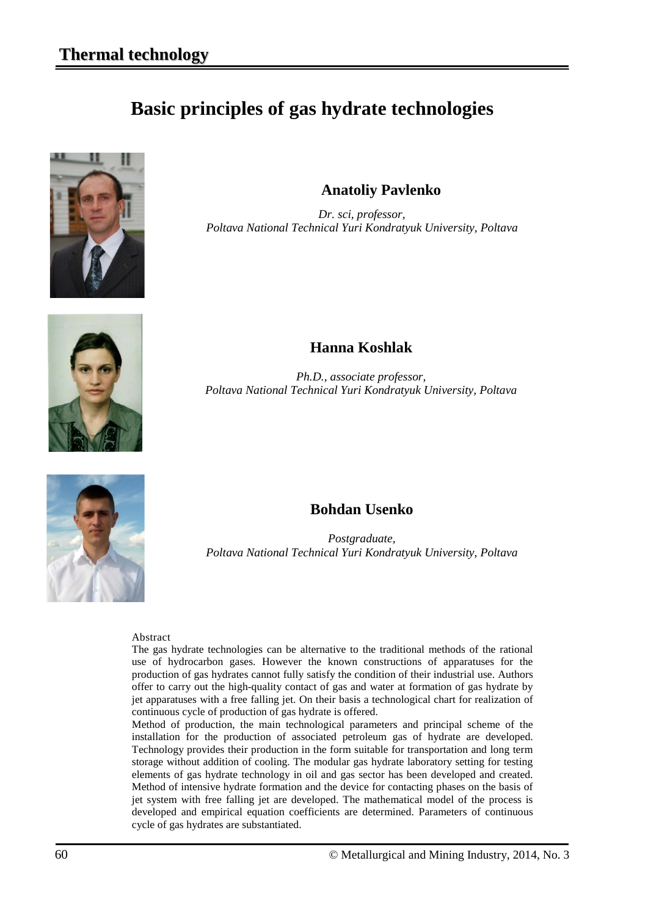# Basic principles of gas hydrate technologies

## Anatoliy Pavlenko

*Dr. sci, professor,*
*Poltava National Technical Yuri Kondratyuk University, Poltava*

## Hanna Koshlak

*Ph.D., associate professor,*
*Poltava National Technical Yuri Kondratyuk University, Poltava*

## Bohdan Usenko

*Postgraduate,*
*Poltava National Technical Yuri Kondratyuk University, Poltava*

Abstract

The gas hydrate technologies can be alternative to the traditional methods of the rational use of hydrocarbon gases. However the known constructions of apparatuses for the production of gas hydrates cannot fully satisfy the condition of their industrial use. Authors offer to carry out the high-quality contact of gas and water at formation of gas hydrate by jet apparatuses with a free falling jet. On their basis a technological chart for realization of continuous cycle of production of gas hydrate is offered.

Method of production, the main technological parameters and principal scheme of the installation for the production of associated petroleum gas of hydrate are developed. Technology provides their production in the form suitable for transportation and long term storage without addition of cooling. The modular gas hydrate laboratory setting for testing elements of gas hydrate technology in oil and gas sector has been developed and created. Method of intensive hydrate formation and the device for contacting phases on the basis of jet system with free falling jet are developed. The mathematical model of the process is developed and empirical equation coefficients are determined. Parameters of continuous cycle of gas hydrates are substantiated.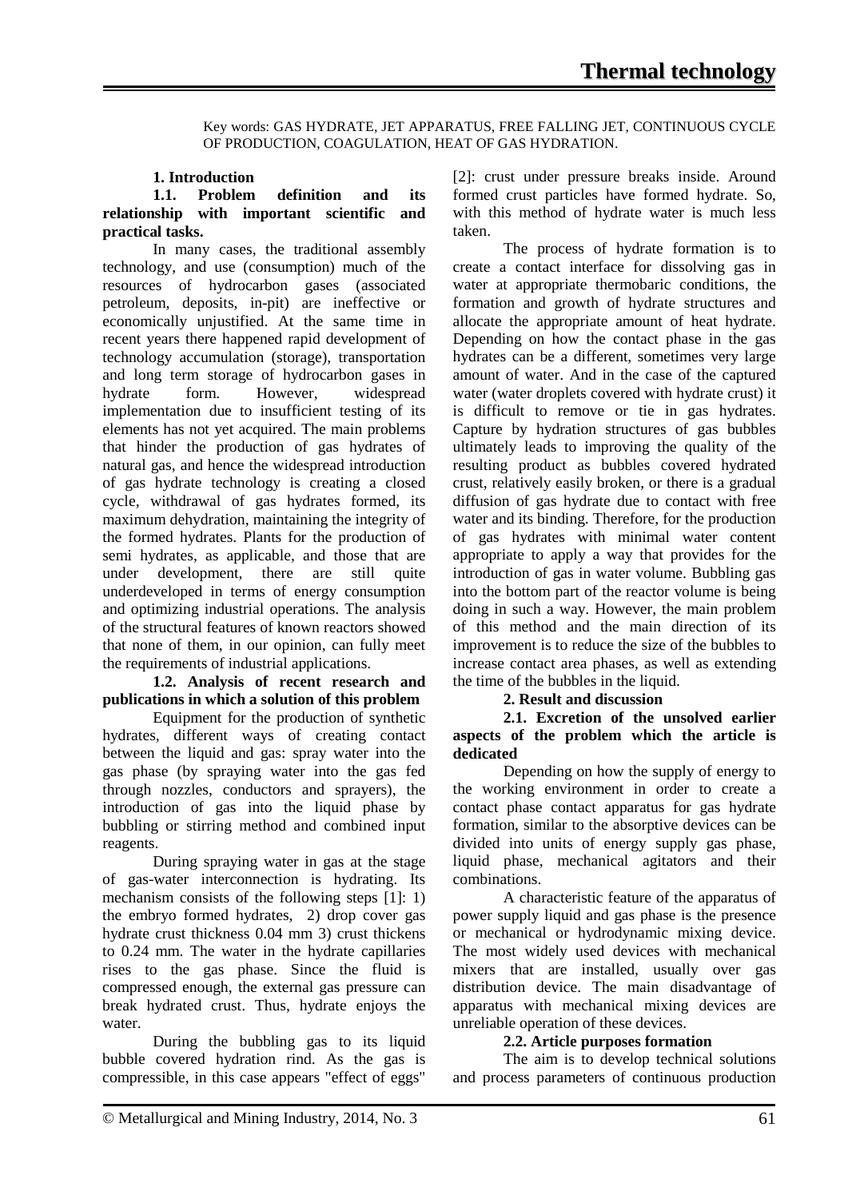Key words: GAS HYDRATE, JET APPARATUS, FREE FALLING JET, CONTINUOUS CYCLE OF PRODUCTION, COAGULATION, HEAT OF GAS HYDRATION.

## 1. Introduction

### 1.1. Problem definition and its relationship with important scientific and practical tasks.

In many cases, the traditional assembly technology, and use (consumption) much of the resources of hydrocarbon gases (associated petroleum, deposits, in-pit) are ineffective or economically unjustified. At the same time in recent years there happened rapid development of technology accumulation (storage), transportation and long term storage of hydrocarbon gases in hydrate form. However, widespread implementation due to insufficient testing of its elements has not yet acquired. The main problems that hinder the production of gas hydrates of natural gas, and hence the widespread introduction of gas hydrate technology is creating a closed cycle, withdrawal of gas hydrates formed, its maximum dehydration, maintaining the integrity of the formed hydrates. Plants for the production of semi hydrates, as applicable, and those that are under development, there are still quite underdeveloped in terms of energy consumption and optimizing industrial operations. The analysis of the structural features of known reactors showed that none of them, in our opinion, can fully meet the requirements of industrial applications.

### 1.2. Analysis of recent research and publications in which a solution of this problem

Equipment for the production of synthetic hydrates, different ways of creating contact between the liquid and gas: spray water into the gas phase (by spraying water into the gas fed through nozzles, conductors and sprayers), the introduction of gas into the liquid phase by bubbling or stirring method and combined input reagents.

During spraying water in gas at the stage of gas-water interconnection is hydrating. Its mechanism consists of the following steps [1]: 1) the embryo formed hydrates, 2) drop cover gas hydrate crust thickness 0.04 mm 3) crust thickens to 0.24 mm. The water in the hydrate capillaries rises to the gas phase. Since the fluid is compressed enough, the external gas pressure can break hydrated crust. Thus, hydrate enjoys the water.

During the bubbling gas to its liquid bubble covered hydration rind. As the gas is compressible, in this case appears "effect of eggs" [2]: crust under pressure breaks inside. Around formed crust particles have formed hydrate. So, with this method of hydrate water is much less taken.

The process of hydrate formation is to create a contact interface for dissolving gas in water at appropriate thermobaric conditions, the formation and growth of hydrate structures and allocate the appropriate amount of heat hydrate. Depending on how the contact phase in the gas hydrates can be a different, sometimes very large amount of water. And in the case of the captured water (water droplets covered with hydrate crust) it is difficult to remove or tie in gas hydrates. Capture by hydration structures of gas bubbles ultimately leads to improving the quality of the resulting product as bubbles covered hydrated crust, relatively easily broken, or there is a gradual diffusion of gas hydrate due to contact with free water and its binding. Therefore, for the production of gas hydrates with minimal water content appropriate to apply a way that provides for the introduction of gas in water volume. Bubbling gas into the bottom part of the reactor volume is being doing in such a way. However, the main problem of this method and the main direction of its improvement is to reduce the size of the bubbles to increase contact area phases, as well as extending the time of the bubbles in the liquid.

## 2. Result and discussion

### 2.1. Excretion of the unsolved earlier aspects of the problem which the article is dedicated

Depending on how the supply of energy to the working environment in order to create a contact phase contact apparatus for gas hydrate formation, similar to the absorptive devices can be divided into units of energy supply gas phase, liquid phase, mechanical agitators and their combinations.

A characteristic feature of the apparatus of power supply liquid and gas phase is the presence or mechanical or hydrodynamic mixing device. The most widely used devices with mechanical mixers that are installed, usually over gas distribution device. The main disadvantage of apparatus with mechanical mixing devices are unreliable operation of these devices.

### 2.2. Article purposes formation

The aim is to develop technical solutions and process parameters of continuous production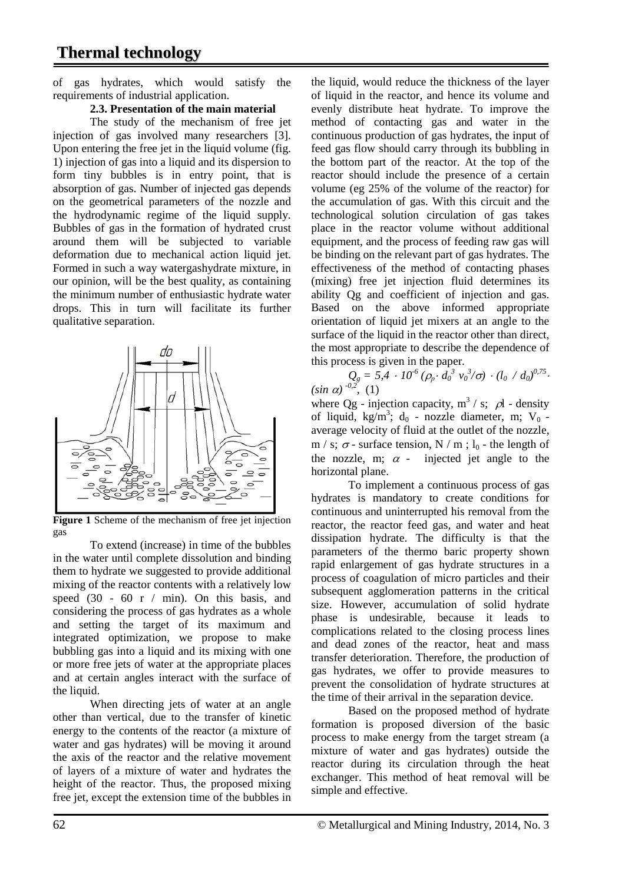of gas hydrates, which would satisfy the requirements of industrial application.

### 2.3. Presentation of the main material

The study of the mechanism of free jet injection of gas involved many researchers [3]. Upon entering the free jet in the liquid volume (fig. 1) injection of gas into a liquid and its dispersion to form tiny bubbles is in entry point, that is absorption of gas. Number of injected gas depends on the geometrical parameters of the nozzle and the hydrodynamic regime of the liquid supply. Bubbles of gas in the formation of hydrated crust around them will be subjected to variable deformation due to mechanical action liquid jet. Formed in such a way watergashydrate mixture, in our opinion, will be the best quality, as containing the minimum number of enthusiastic hydrate water drops. This in turn will facilitate its further qualitative separation.

**Figure 1** Scheme of the mechanism of free jet injection gas

To extend (increase) in time of the bubbles in the water until complete dissolution and binding them to hydrate we suggested to provide additional mixing of the reactor contents with a relatively low speed (30 - 60 r / min). On this basis, and considering the process of gas hydrates as a whole and setting the target of its maximum and integrated optimization, we propose to make bubbling gas into a liquid and its mixing with one or more free jets of water at the appropriate places and at certain angles interact with the surface of the liquid.

When directing jets of water at an angle other than vertical, due to the transfer of kinetic energy to the contents of the reactor (a mixture of water and gas hydrates) will be moving it around the axis of the reactor and the relative movement of layers of a mixture of water and hydrates the height of the reactor. Thus, the proposed mixing free jet, except the extension time of the bubbles in the liquid, would reduce the thickness of the layer of liquid in the reactor, and hence its volume and evenly distribute heat hydrate. To improve the method of contacting gas and water in the continuous production of gas hydrates, the input of feed gas flow should carry through its bubbling in the bottom part of the reactor. At the top of the reactor should include the presence of a certain volume (eg 25% of the volume of the reactor) for the accumulation of gas. With this circuit and the technological solution circulation of gas takes place in the reactor volume without additional equipment, and the process of feeding raw gas will be binding on the relevant part of gas hydrates. The effectiveness of the method of contacting phases (mixing) free jet injection fluid determines its ability Qg and coefficient of injection and gas. Based on the above informed appropriate orientation of liquid jet mixers at an angle to the surface of the liquid in the reactor other than direct, the most appropriate to describe the dependence of this process is given in the paper.

$$Q_g = 5{,}4 \cdot 10^{-6} \left(\rho_p \cdot d_0^3 \, v_0^3 / \sigma\right) \cdot (l_0 \,/\, d_0)^{0{,}75} \cdot (\sin \alpha)^{-0{,}2}, \quad (1)$$

where Qg - injection capacity, $m^3$ / s; $\rho l$ - density of liquid, kg/$m^3$; $d_0$ - nozzle diameter, m; $V_0$ - average velocity of fluid at the outlet of the nozzle, m / s; $\sigma$ - surface tension, N / m ; $l_0$ - the length of the nozzle, m; $\alpha$ - injected jet angle to the horizontal plane.

To implement a continuous process of gas hydrates is mandatory to create conditions for continuous and uninterrupted his removal from the reactor, the reactor feed gas, and water and heat dissipation hydrate. The difficulty is that the parameters of the thermo baric property shown rapid enlargement of gas hydrate structures in a process of coagulation of micro particles and their subsequent agglomeration patterns in the critical size. However, accumulation of solid hydrate phase is undesirable, because it leads to complications related to the closing process lines and dead zones of the reactor, heat and mass transfer deterioration. Therefore, the production of gas hydrates, we offer to provide measures to prevent the consolidation of hydrate structures at the time of their arrival in the separation device.

Based on the proposed method of hydrate formation is proposed diversion of the basic process to make energy from the target stream (a mixture of water and gas hydrates) outside the reactor during its circulation through the heat exchanger. This method of heat removal will be simple and effective.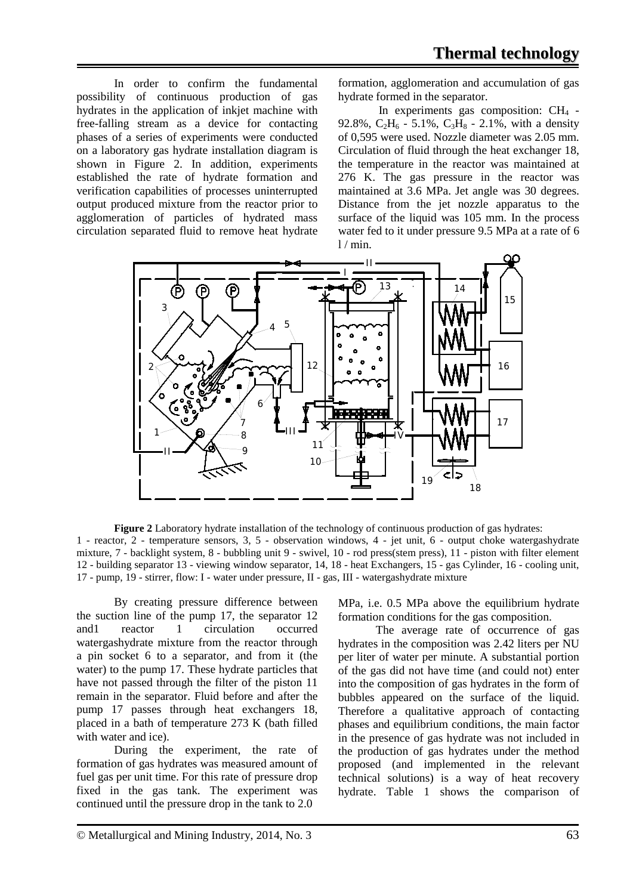In order to confirm the fundamental possibility of continuous production of gas hydrates in the application of inkjet machine with free-falling stream as a device for contacting phases of a series of experiments were conducted on a laboratory gas hydrate installation diagram is shown in Figure 2. In addition, experiments established the rate of hydrate formation and verification capabilities of processes uninterrupted output produced mixture from the reactor prior to agglomeration of particles of hydrated mass circulation separated fluid to remove heat hydrate formation, agglomeration and accumulation of gas hydrate formed in the separator.

In experiments gas composition: $CH_4$ - 92.8%, $C_2H_6$ - 5.1%, $C_3H_8$ - 2.1%, with a density of 0,595 were used. Nozzle diameter was 2.05 mm. Circulation of fluid through the heat exchanger 18, the temperature in the reactor was maintained at 276 K. The gas pressure in the reactor was maintained at 3.6 MPa. Jet angle was 30 degrees. Distance from the jet nozzle apparatus to the surface of the liquid was 105 mm. In the process water fed to it under pressure 9.5 MPa at a rate of 6 l / min.

**Figure 2** Laboratory hydrate installation of the technology of continuous production of gas hydrates:
1 - reactor, 2 - temperature sensors, 3, 5 - observation windows, 4 - jet unit, 6 - output choke watergashydrate mixture, 7 - backlight system, 8 - bubbling unit 9 - swivel, 10 - rod press(stem press), 11 - piston with filter element 12 - building separator 13 - viewing window separator, 14, 18 - heat Exchangers, 15 - gas Cylinder, 16 - cooling unit, 17 - pump, 19 - stirrer, flow: I - water under pressure, II - gas, III - watergashydrate mixture

By creating pressure difference between the suction line of the pump 17, the separator 12 and1 reactor 1 circulation occurred watergashydrate mixture from the reactor through a pin socket 6 to a separator, and from it (the water) to the pump 17. These hydrate particles that have not passed through the filter of the piston 11 remain in the separator. Fluid before and after the pump 17 passes through heat exchangers 18, placed in a bath of temperature 273 K (bath filled with water and ice).

During the experiment, the rate of formation of gas hydrates was measured amount of fuel gas per unit time. For this rate of pressure drop fixed in the gas tank. The experiment was continued until the pressure drop in the tank to 2.0 MPa, i.e. 0.5 MPa above the equilibrium hydrate formation conditions for the gas composition.

The average rate of occurrence of gas hydrates in the composition was 2.42 liters per NU per liter of water per minute. A substantial portion of the gas did not have time (and could not) enter into the composition of gas hydrates in the form of bubbles appeared on the surface of the liquid. Therefore a qualitative approach of contacting phases and equilibrium conditions, the main factor in the presence of gas hydrate was not included in the production of gas hydrates under the method proposed (and implemented in the relevant technical solutions) is a way of heat recovery hydrate. Table 1 shows the comparison of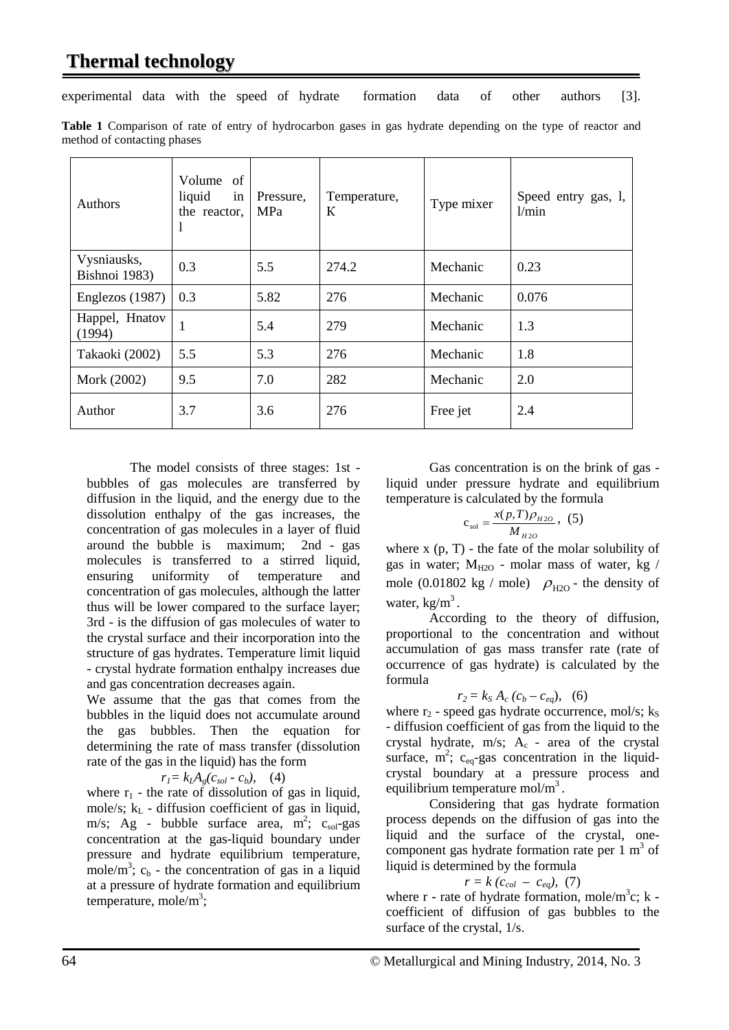experimental data with the speed of hydrate formation data of other authors [3].

**Table 1** Comparison of rate of entry of hydrocarbon gases in gas hydrate depending on the type of reactor and method of contacting phases

| Authors | Volume of liquid in the reactor, l | Pressure, MPa | Temperature, K | Type mixer | Speed entry gas, l, l/min |
|---|---|---|---|---|---|
| Vysniausks, Bishnoi 1983) | 0.3 | 5.5 | 274.2 | Mechanic | 0.23 |
| Englezos (1987) | 0.3 | 5.82 | 276 | Mechanic | 0.076 |
| Happel, Hnatov (1994) | 1 | 5.4 | 279 | Mechanic | 1.3 |
| Takaoki (2002) | 5.5 | 5.3 | 276 | Mechanic | 1.8 |
| Mork (2002) | 9.5 | 7.0 | 282 | Mechanic | 2.0 |
| Author | 3.7 | 3.6 | 276 | Free jet | 2.4 |

The model consists of three stages: 1st - bubbles of gas molecules are transferred by diffusion in the liquid, and the energy due to the dissolution enthalpy of the gas increases, the concentration of gas molecules in a layer of fluid around the bubble is maximum; 2nd - gas molecules is transferred to a stirred liquid, ensuring uniformity of temperature and concentration of gas molecules, although the latter thus will be lower compared to the surface layer; 3rd - is the diffusion of gas molecules of water to the crystal surface and their incorporation into the structure of gas hydrates. Temperature limit liquid - crystal hydrate formation enthalpy increases due and gas concentration decreases again.

We assume that the gas that comes from the bubbles in the liquid does not accumulate around the gas bubbles. Then the equation for determining the rate of mass transfer (dissolution rate of the gas in the liquid) has the form

$$r_1 = k_L A_g (c_{sol} - c_b), \quad (4)$$

where $r_1$ - the rate of dissolution of gas in liquid, mole/s; $k_L$ - diffusion coefficient of gas in liquid, m/s; Ag - bubble surface area, $m^2$; $c_{sol}$-gas concentration at the gas-liquid boundary under pressure and hydrate equilibrium temperature, mole/$m^3$; $c_b$ - the concentration of gas in a liquid at a pressure of hydrate formation and equilibrium temperature, mole/$m^3$;

Gas concentration is on the brink of gas - liquid under pressure hydrate and equilibrium temperature is calculated by the formula

$$c_{sol} = \frac{x(p,T)\rho_{H2O}}{M_{H2O}}, \quad (5)$$

where x (p, T) - the fate of the molar solubility of gas in water; $M_{H2O}$ - molar mass of water, kg / mole (0.01802 kg / mole) $\rho_{H2O}$ - the density of water, kg/$m^3$.

According to the theory of diffusion, proportional to the concentration and without accumulation of gas mass transfer rate (rate of occurrence of gas hydrate) is calculated by the formula

$$r_2 = k_S A_c (c_b - c_{eq}), \quad (6)$$

where $r_2$ - speed gas hydrate occurrence, mol/s; $k_S$ - diffusion coefficient of gas from the liquid to the crystal hydrate, m/s; $A_c$ - area of the crystal surface, $m^2$; $c_{eq}$-gas concentration in the liquid-crystal boundary at a pressure process and equilibrium temperature mol/$m^3$.

Considering that gas hydrate formation process depends on the diffusion of gas into the liquid and the surface of the crystal, one-component gas hydrate formation rate per 1 $m^3$ of liquid is determined by the formula

$$r = k\,(c_{col} - c_{eq}), \quad (7)$$

where r - rate of hydrate formation, mole/$m^3$c; k - coefficient of diffusion of gas bubbles to the surface of the crystal, 1/s.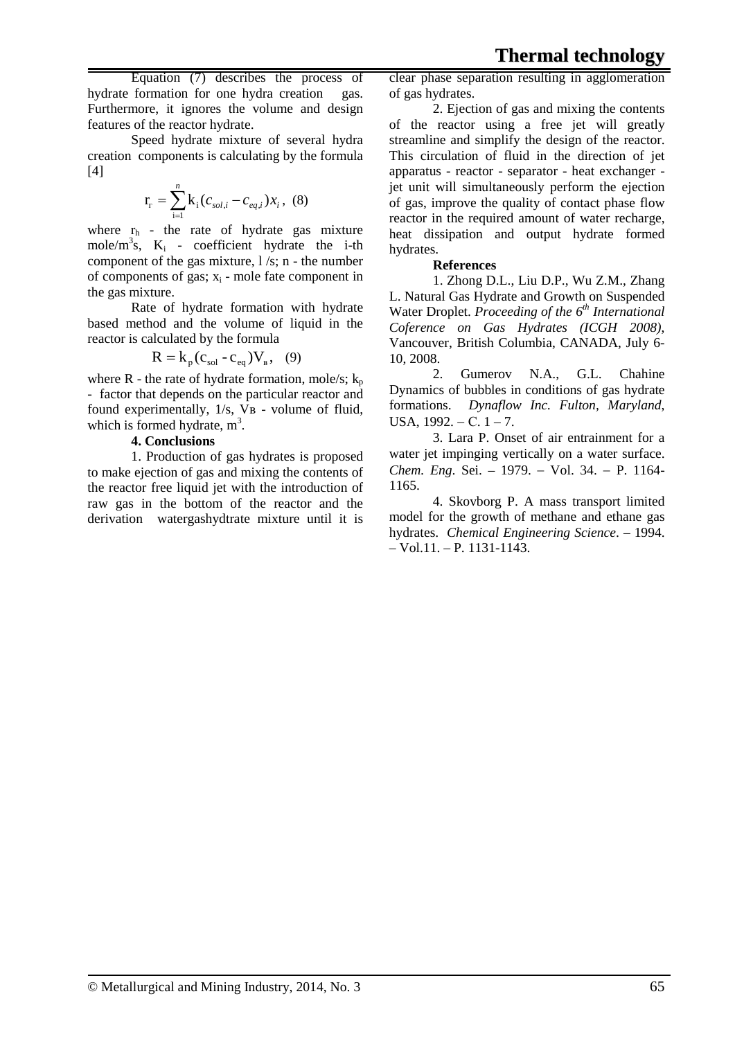Equation (7) describes the process of hydrate formation for one hydra creation gas. Furthermore, it ignores the volume and design features of the reactor hydrate.

Speed hydrate mixture of several hydra creation components is calculating by the formula [4]

$$r_{г} = \sum_{i=1}^{n} k_i (c_{sol,i} - c_{eq,i}) x_i , \quad (8)$$

where $r_h$ - the rate of hydrate gas mixture mole/m$^3$s, $K_i$ - coefficient hydrate the i-th component of the gas mixture, l /s; n - the number of components of gas; $x_i$ - mole fate component in the gas mixture.

Rate of hydrate formation with hydrate based method and the volume of liquid in the reactor is calculated by the formula

$$R = k_p (c_{sol} - c_{eq}) V_{в} , \quad (9)$$

where R - the rate of hydrate formation, mole/s; $k_p$ - factor that depends on the particular reactor and found experimentally, 1/s, $V_{в}$ - volume of fluid, which is formed hydrate, m$^3$.

**4. Conclusions**

1. Production of gas hydrates is proposed to make ejection of gas and mixing the contents of the reactor free liquid jet with the introduction of raw gas in the bottom of the reactor and the derivation watergashydtrate mixture until it is clear phase separation resulting in agglomeration of gas hydrates.

2. Ejection of gas and mixing the contents of the reactor using a free jet will greatly streamline and simplify the design of the reactor. This circulation of fluid in the direction of jet apparatus - reactor - separator - heat exchanger - jet unit will simultaneously perform the ejection of gas, improve the quality of contact phase flow reactor in the required amount of water recharge, heat dissipation and output hydrate formed hydrates.

**References**

1. Zhong D.L., Liu D.P., Wu Z.M., Zhang L. Natural Gas Hydrate and Growth on Suspended Water Droplet. *Proceeding of the 6th International Coference on Gas Hydrates (ICGH 2008)*, Vancouver, British Columbia, CANADA, July 6-10, 2008.

2. Gumerov N.A., G.L. Chahine Dynamics of bubbles in conditions of gas hydrate formations. *Dynaflow Inc. Fulton, Maryland*, USA, 1992. – C. 1 – 7.

3. Lara P. Onset of air entrainment for a water jet impinging vertically on a water surface. *Chem. Eng*. Sei. – 1979. – Vol. 34. – P. 1164-1165.

4. Skovborg P. A mass transport limited model for the growth of methane and ethane gas hydrates. *Chemical Engineering Science*. – 1994. – Vol.11. – P. 1131-1143.